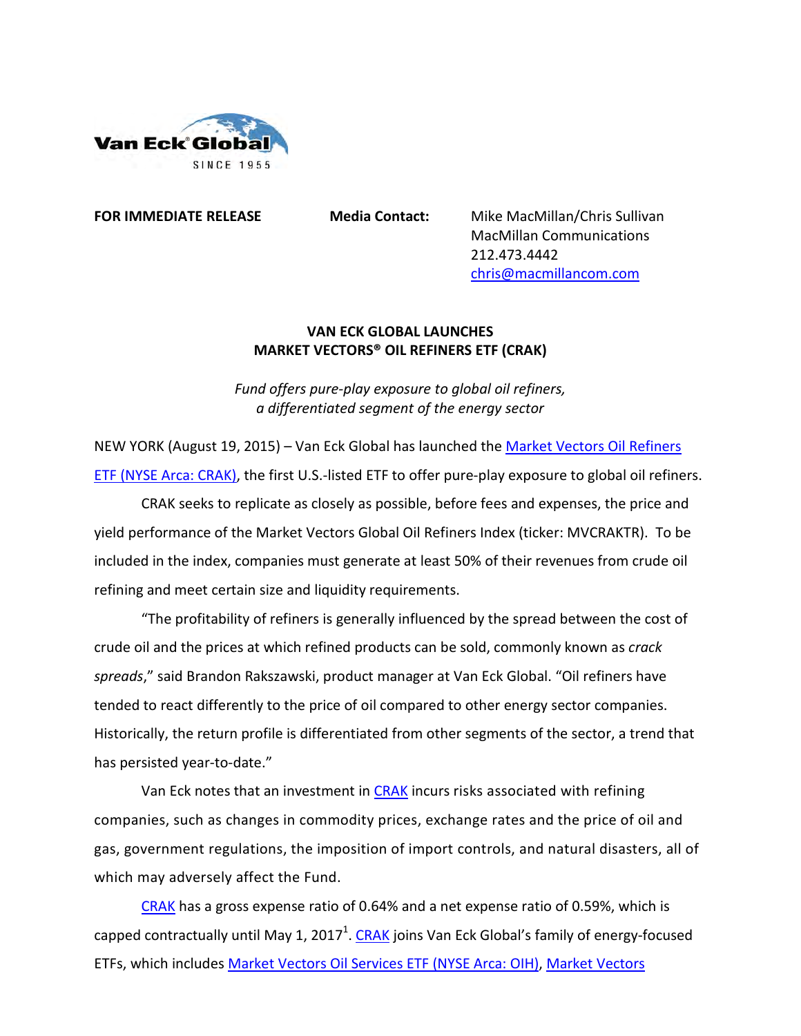Van Eck Global
SINCE 1955

**FOR IMMEDIATE RELEASE** **Media Contact:** Mike MacMillan/Chris Sullivan
MacMillan Communications
212.473.4442
chris@macmillancom.com

**VAN ECK GLOBAL LAUNCHES**
**MARKET VECTORS® OIL REFINERS ETF (CRAK)**

*Fund offers pure-play exposure to global oil refiners, a differentiated segment of the energy sector*

NEW YORK (August 19, 2015) – Van Eck Global has launched the Market Vectors Oil Refiners ETF (NYSE Arca: CRAK), the first U.S.-listed ETF to offer pure-play exposure to global oil refiners.

CRAK seeks to replicate as closely as possible, before fees and expenses, the price and yield performance of the Market Vectors Global Oil Refiners Index (ticker: MVCRAKTR). To be included in the index, companies must generate at least 50% of their revenues from crude oil refining and meet certain size and liquidity requirements.

"The profitability of refiners is generally influenced by the spread between the cost of crude oil and the prices at which refined products can be sold, commonly known as *crack spreads*," said Brandon Rakszawski, product manager at Van Eck Global. "Oil refiners have tended to react differently to the price of oil compared to other energy sector companies. Historically, the return profile is differentiated from other segments of the sector, a trend that has persisted year-to-date."

Van Eck notes that an investment in CRAK incurs risks associated with refining companies, such as changes in commodity prices, exchange rates and the price of oil and gas, government regulations, the imposition of import controls, and natural disasters, all of which may adversely affect the Fund.

CRAK has a gross expense ratio of 0.64% and a net expense ratio of 0.59%, which is capped contractually until May 1, 2017[1]. CRAK joins Van Eck Global's family of energy-focused ETFs, which includes Market Vectors Oil Services ETF (NYSE Arca: OIH), Market Vectors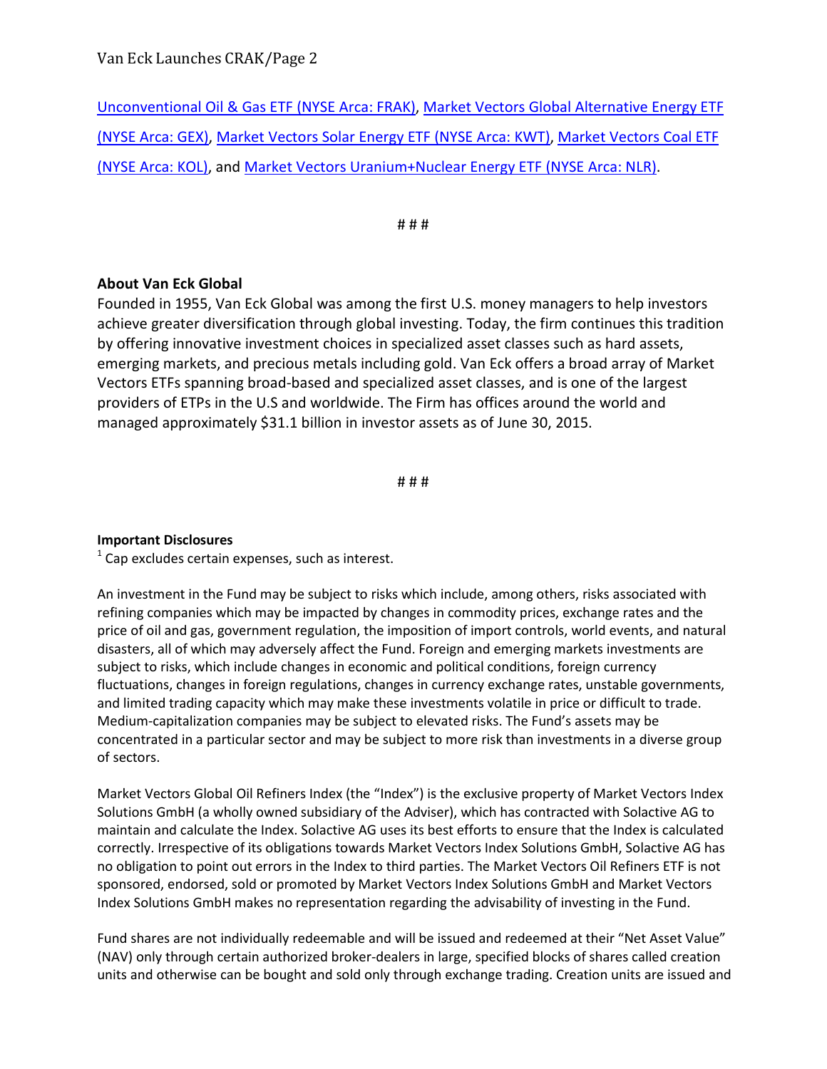Unconventional Oil & Gas ETF (NYSE Arca: FRAK), Market Vectors Global Alternative Energy ETF (NYSE Arca: GEX), Market Vectors Solar Energy ETF (NYSE Arca: KWT), Market Vectors Coal ETF (NYSE Arca: KOL), and Market Vectors Uranium+Nuclear Energy ETF (NYSE Arca: NLR).

# # #

**About Van Eck Global**

Founded in 1955, Van Eck Global was among the first U.S. money managers to help investors achieve greater diversification through global investing. Today, the firm continues this tradition by offering innovative investment choices in specialized asset classes such as hard assets, emerging markets, and precious metals including gold. Van Eck offers a broad array of Market Vectors ETFs spanning broad-based and specialized asset classes, and is one of the largest providers of ETPs in the U.S and worldwide. The Firm has offices around the world and managed approximately $31.1 billion in investor assets as of June 30, 2015.

# # #

**Important Disclosures**

[1] Cap excludes certain expenses, such as interest.

An investment in the Fund may be subject to risks which include, among others, risks associated with refining companies which may be impacted by changes in commodity prices, exchange rates and the price of oil and gas, government regulation, the imposition of import controls, world events, and natural disasters, all of which may adversely affect the Fund. Foreign and emerging markets investments are subject to risks, which include changes in economic and political conditions, foreign currency fluctuations, changes in foreign regulations, changes in currency exchange rates, unstable governments, and limited trading capacity which may make these investments volatile in price or difficult to trade. Medium-capitalization companies may be subject to elevated risks. The Fund's assets may be concentrated in a particular sector and may be subject to more risk than investments in a diverse group of sectors.

Market Vectors Global Oil Refiners Index (the "Index") is the exclusive property of Market Vectors Index Solutions GmbH (a wholly owned subsidiary of the Adviser), which has contracted with Solactive AG to maintain and calculate the Index. Solactive AG uses its best efforts to ensure that the Index is calculated correctly. Irrespective of its obligations towards Market Vectors Index Solutions GmbH, Solactive AG has no obligation to point out errors in the Index to third parties. The Market Vectors Oil Refiners ETF is not sponsored, endorsed, sold or promoted by Market Vectors Index Solutions GmbH and Market Vectors Index Solutions GmbH makes no representation regarding the advisability of investing in the Fund.

Fund shares are not individually redeemable and will be issued and redeemed at their "Net Asset Value" (NAV) only through certain authorized broker-dealers in large, specified blocks of shares called creation units and otherwise can be bought and sold only through exchange trading. Creation units are issued and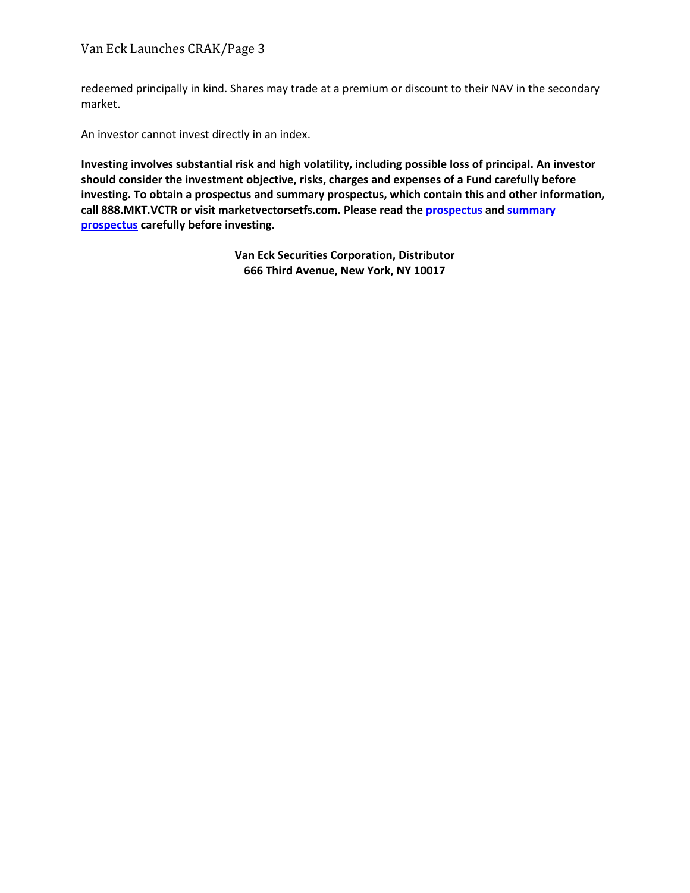redeemed principally in kind. Shares may trade at a premium or discount to their NAV in the secondary market.

An investor cannot invest directly in an index.

**Investing involves substantial risk and high volatility, including possible loss of principal. An investor should consider the investment objective, risks, charges and expenses of a Fund carefully before investing. To obtain a prospectus and summary prospectus, which contain this and other information, call 888.MKT.VCTR or visit marketvectorsetfs.com. Please read the prospectus and summary prospectus carefully before investing.**

**Van Eck Securities Corporation, Distributor**
**666 Third Avenue, New York, NY 10017**